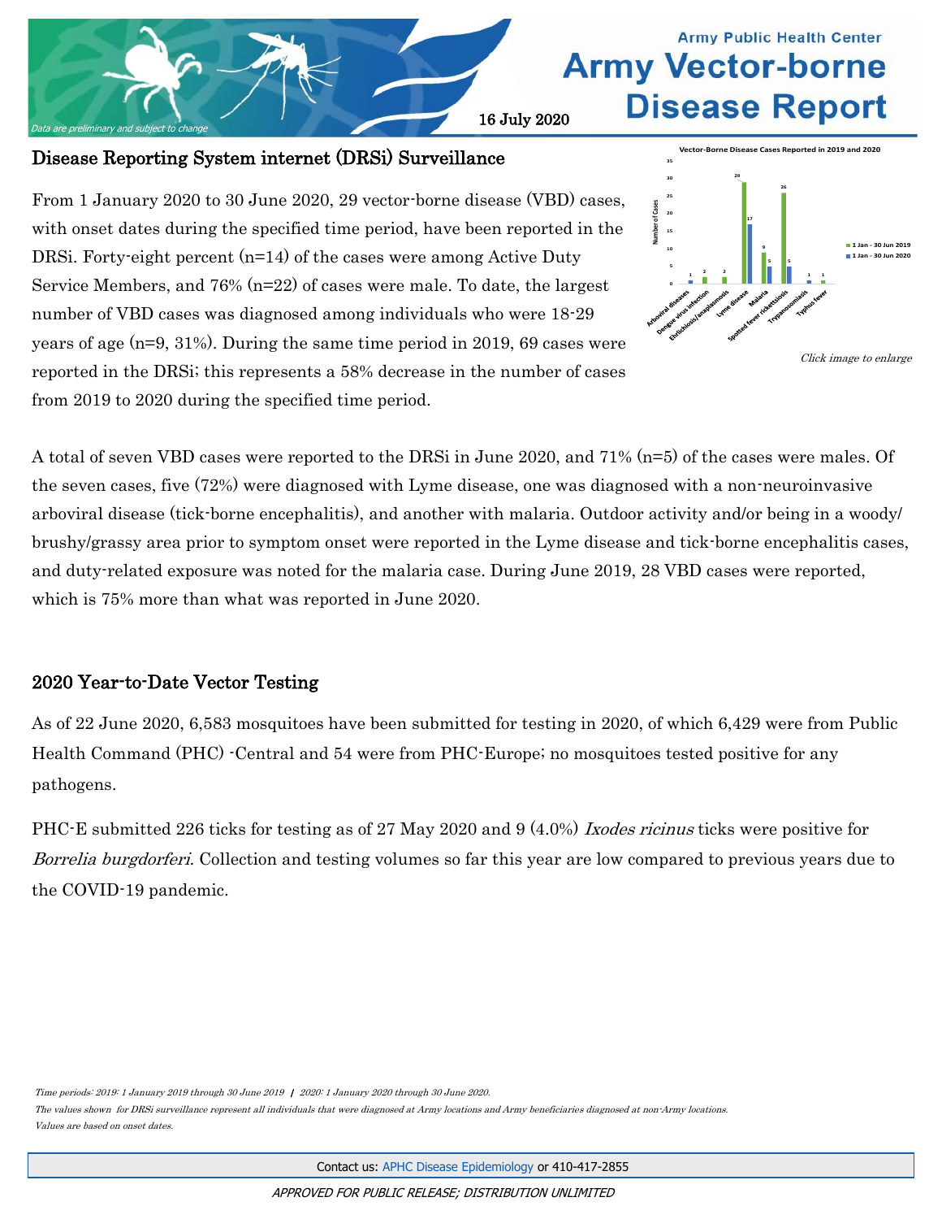# Army Vector-borne Disease Report

*Data are preliminary and subject to change*

16 July 2020

## Disease Reporting System internet (DRSi) Surveillance

From 1 January 2020 to 30 June 2020, 29 vector-borne disease (VBD) cases, with onset dates during the specified time period, have been reported in the DRSi. Forty-eight percent (n=14) of the cases were among Active Duty Service Members, and 76% (n=22) of cases were male. To date, the largest number of VBD cases was diagnosed among individuals who were 18-29 years of age (n=9, 31%). During the same time period in 2019, 69 cases were reported in the DRSi; this represents a 58% decrease in the number of cases from 2019 to 2020 during the specified time period.

**Vector-Borne Disease Cases Reported in 2019 and 2020**

| Disease | 1 Jan - 30 Jun 2019 | 1 Jan - 30 Jun 2020 |
| --- | --- | --- |
| Arboviral diseases | | 1 |
| Dengue virus infection | 2 | |
| Ehrlichiosis/anaplasmosis | 2 | |
| Lyme disease | 29 | 17 |
| Malaria | 9 | 5 |
| Spotted fever rickettsiosis | 26 | 5 |
| Trypanosomiasis | | 1 |
| Typhus fever | 1 | |

*Click image to enlarge*

A total of seven VBD cases were reported to the DRSi in June 2020, and 71% (n=5) of the cases were males. Of the seven cases, five (72%) were diagnosed with Lyme disease, one was diagnosed with a non-neuroinvasive arboviral disease (tick-borne encephalitis), and another with malaria. Outdoor activity and/or being in a woody/ brushy/grassy area prior to symptom onset were reported in the Lyme disease and tick-borne encephalitis cases, and duty-related exposure was noted for the malaria case. During June 2019, 28 VBD cases were reported, which is 75% more than what was reported in June 2020.

## 2020 Year-to-Date Vector Testing

As of 22 June 2020, 6,583 mosquitoes have been submitted for testing in 2020, of which 6,429 were from Public Health Command (PHC) -Central and 54 were from PHC-Europe; no mosquitoes tested positive for any pathogens.

PHC-E submitted 226 ticks for testing as of 27 May 2020 and 9 (4.0%) *Ixodes ricinus* ticks were positive for *Borrelia burgdorferi*. Collection and testing volumes so far this year are low compared to previous years due to the COVID-19 pandemic.

*Time periods: 2019: 1 January 2019 through 30 June 2019 | 2020: 1 January 2020 through 30 June 2020.*

*The values shown for DRSi surveillance represent all individuals that were diagnosed at Army locations and Army beneficiaries diagnosed at non-Army locations.*

*Values are based on onset dates.*

Contact us: APHC Disease Epidemiology or 410-417-2855

*APPROVED FOR PUBLIC RELEASE; DISTRIBUTION UNLIMITED*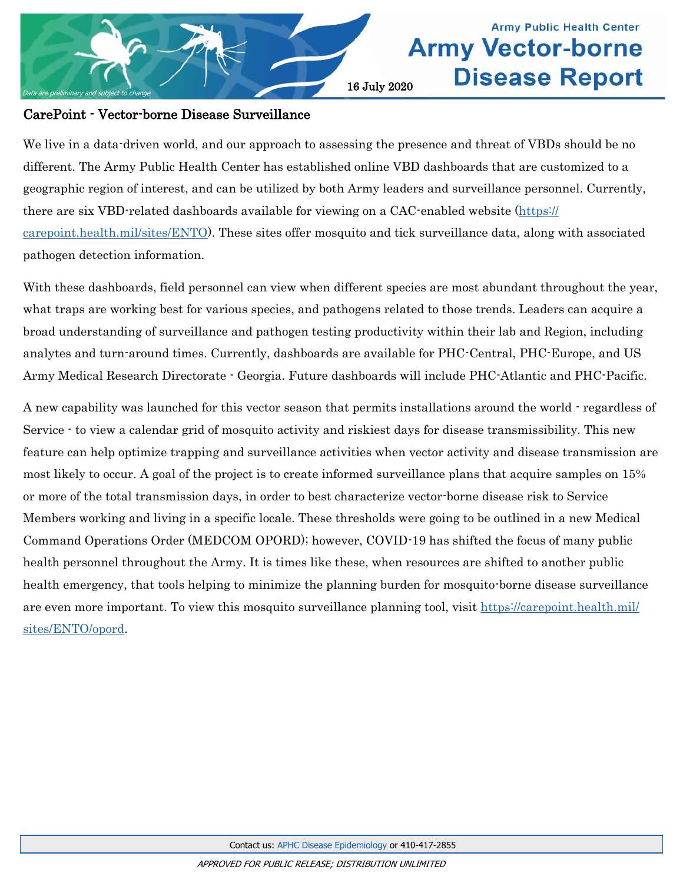## CarePoint - Vector-borne Disease Surveillance

We live in a data-driven world, and our approach to assessing the presence and threat of VBDs should be no different. The Army Public Health Center has established online VBD dashboards that are customized to a geographic region of interest, and can be utilized by both Army leaders and surveillance personnel. Currently, there are six VBD-related dashboards available for viewing on a CAC-enabled website (https://carepoint.health.mil/sites/ENTO). These sites offer mosquito and tick surveillance data, along with associated pathogen detection information.

With these dashboards, field personnel can view when different species are most abundant throughout the year, what traps are working best for various species, and pathogens related to those trends. Leaders can acquire a broad understanding of surveillance and pathogen testing productivity within their lab and Region, including analytes and turn-around times. Currently, dashboards are available for PHC-Central, PHC-Europe, and US Army Medical Research Directorate - Georgia. Future dashboards will include PHC-Atlantic and PHC-Pacific.

A new capability was launched for this vector season that permits installations around the world - regardless of Service - to view a calendar grid of mosquito activity and riskiest days for disease transmissibility. This new feature can help optimize trapping and surveillance activities when vector activity and disease transmission are most likely to occur. A goal of the project is to create informed surveillance plans that acquire samples on 15% or more of the total transmission days, in order to best characterize vector-borne disease risk to Service Members working and living in a specific locale. These thresholds were going to be outlined in a new Medical Command Operations Order (MEDCOM OPORD); however, COVID-19 has shifted the focus of many public health personnel throughout the Army. It is times like these, when resources are shifted to another public health emergency, that tools helping to minimize the planning burden for mosquito-borne disease surveillance are even more important. To view this mosquito surveillance planning tool, visit https://carepoint.health.mil/sites/ENTO/opord.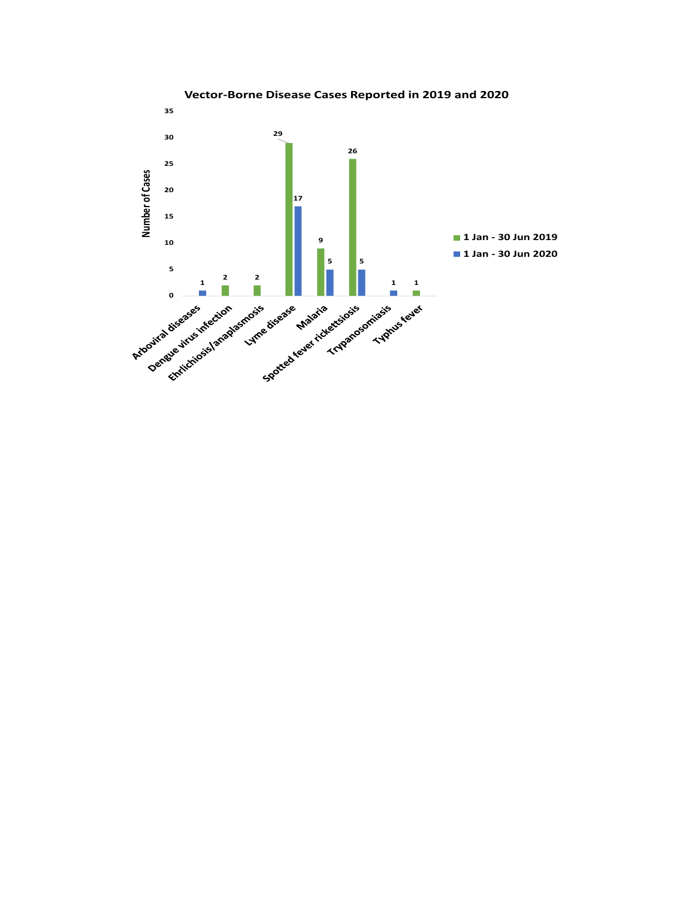**Vector-Borne Disease Cases Reported in 2019 and 2020**

Number of Cases

35
30
25
20
15
10
5
0

1
2
2
29
17
9
5
26
5
1
1

Arboviral diseases
Dengue virus infection
Ehrlichiosis/anaplasmosis
Lyme disease
Malaria
Spotted fever rickettsiosis
Trypanosomiasis
Typhus fever

1 Jan - 30 Jun 2019
1 Jan - 30 Jun 2020